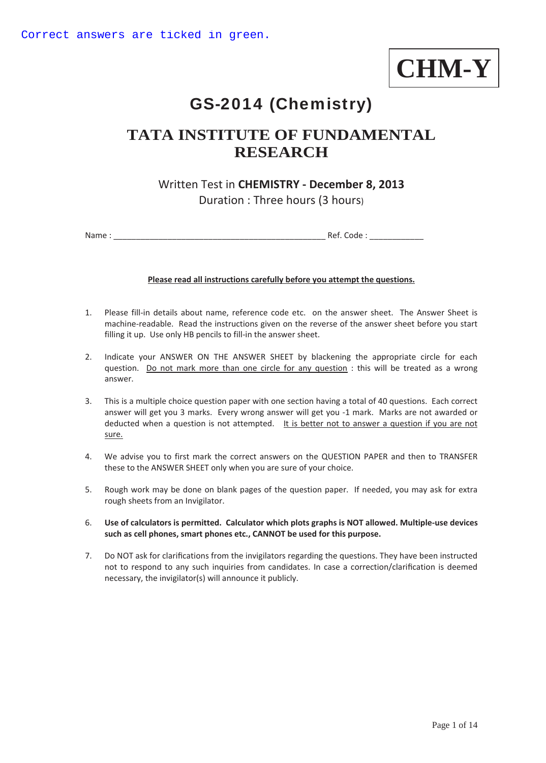Correct answers are ticked in green.

**CHM-Y**

# GS-2014 (Chemistry)

## TATA INSTITUTE OF FUNDAMENTAL RESEARCH

Written Test in **CHEMISTRY - December 8, 2013**
Duration : Three hours (3 hours)

Name : _______________________________________________ Ref. Code : ____________

**Please read all instructions carefully before you attempt the questions.**

1. Please fill-in details about name, reference code etc. on the answer sheet. The Answer Sheet is machine-readable. Read the instructions given on the reverse of the answer sheet before you start filling it up. Use only HB pencils to fill-in the answer sheet.

2. Indicate your ANSWER ON THE ANSWER SHEET by blackening the appropriate circle for each question. Do not mark more than one circle for any question : this will be treated as a wrong answer.

3. This is a multiple choice question paper with one section having a total of 40 questions. Each correct answer will get you 3 marks. Every wrong answer will get you -1 mark. Marks are not awarded or deducted when a question is not attempted. It is better not to answer a question if you are not sure.

4. We advise you to first mark the correct answers on the QUESTION PAPER and then to TRANSFER these to the ANSWER SHEET only when you are sure of your choice.

5. Rough work may be done on blank pages of the question paper. If needed, you may ask for extra rough sheets from an Invigilator.

6. **Use of calculators is permitted. Calculator which plots graphs is NOT allowed. Multiple-use devices such as cell phones, smart phones etc., CANNOT be used for this purpose.**

7. Do NOT ask for clarifications from the invigilators regarding the questions. They have been instructed not to respond to any such inquiries from candidates. In case a correction/clarification is deemed necessary, the invigilator(s) will announce it publicly.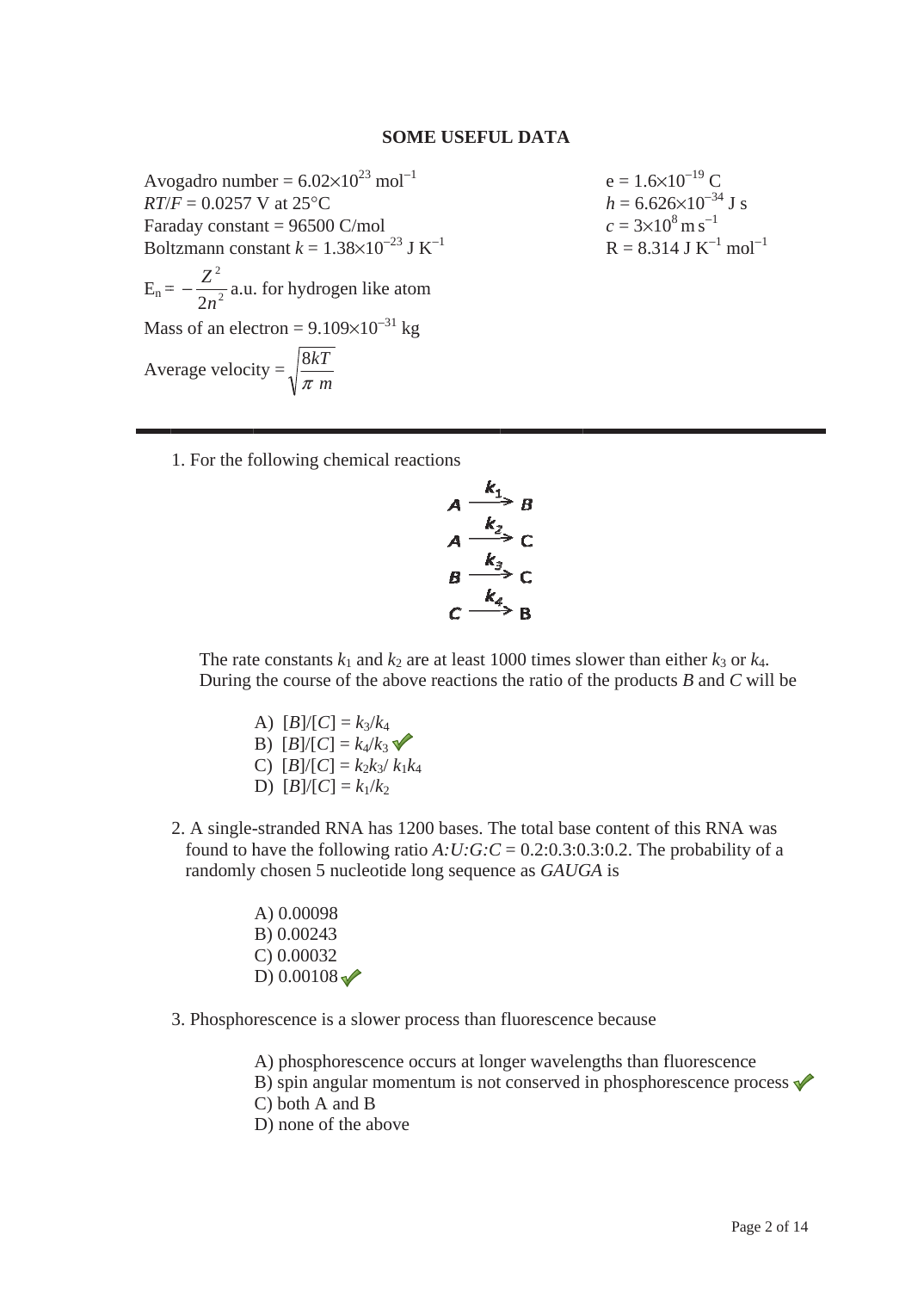## SOME USEFUL DATA

Avogadro number = $6.02\times10^{23}$ mol$^{-1}$
$RT/F$ = 0.0257 V at 25°C
Faraday constant = 96500 C/mol
Boltzmann constant $k = 1.38\times10^{-23}$ J K$^{-1}$

e = $1.6\times10^{-19}$ C
$h = 6.626\times10^{-34}$ J s
$c = 3\times10^{8}$ m s$^{-1}$
R = 8.314 J K$^{-1}$ mol$^{-1}$

$E_n = -\dfrac{Z^2}{2n^2}$ a.u. for hydrogen like atom

Mass of an electron = $9.109\times10^{-31}$ kg

Average velocity = $\sqrt{\dfrac{8kT}{\pi m}}$

---

1. For the following chemical reactions

$$A \xrightarrow{k_1} B$$
$$A \xrightarrow{k_2} C$$
$$B \xrightarrow{k_3} C$$
$$C \xrightarrow{k_4} B$$

The rate constants $k_1$ and $k_2$ are at least 1000 times slower than either $k_3$ or $k_4$. During the course of the above reactions the ratio of the products $B$ and $C$ will be

   A) $[B]/[C] = k_3/k_4$
   B) $[B]/[C] = k_4/k_3$ ✓
   C) $[B]/[C] = k_2k_3/k_1k_4$
   D) $[B]/[C] = k_1/k_2$

2. A single-stranded RNA has 1200 bases. The total base content of this RNA was found to have the following ratio $A{:}U{:}G{:}C$ = 0.2:0.3:0.3:0.2. The probability of a randomly chosen 5 nucleotide long sequence as *GAUGA* is

   A) 0.00098
   B) 0.00243
   C) 0.00032
   D) 0.00108 ✓

3. Phosphorescence is a slower process than fluorescence because

   A) phosphorescence occurs at longer wavelengths than fluorescence
   B) spin angular momentum is not conserved in phosphorescence process ✓
   C) both A and B
   D) none of the above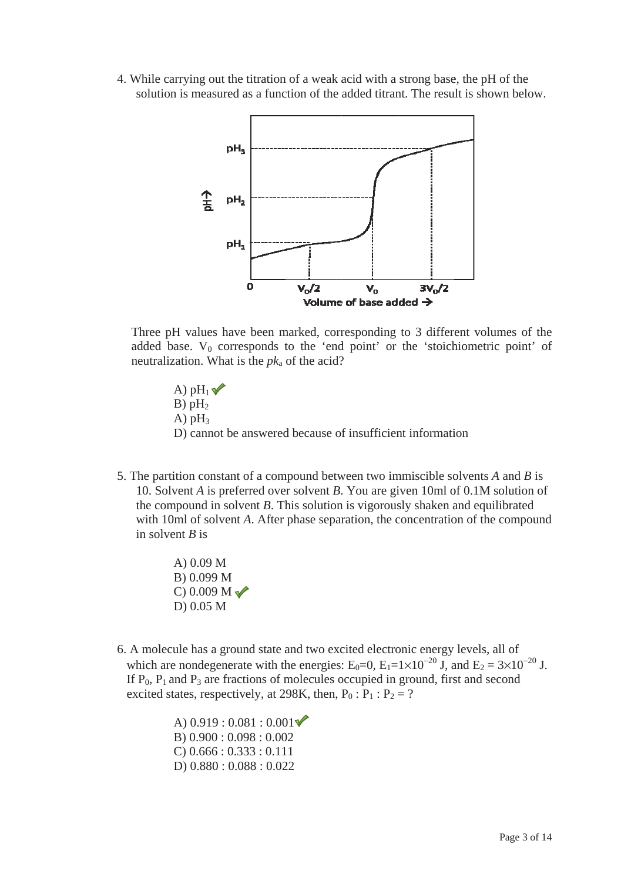4. While carrying out the titration of a weak acid with a strong base, the pH of the solution is measured as a function of the added titrant. The result is shown below.

Three pH values have been marked, corresponding to 3 different volumes of the added base. $V_0$ corresponds to the 'end point' or the 'stoichiometric point' of neutralization. What is the $pk_a$ of the acid?

A) $pH_1$ ✓
B) $pH_2$
A) $pH_3$
D) cannot be answered because of insufficient information

5. The partition constant of a compound between two immiscible solvents *A* and *B* is 10. Solvent *A* is preferred over solvent *B*. You are given 10ml of 0.1M solution of the compound in solvent *B*. This solution is vigorously shaken and equilibrated with 10ml of solvent *A*. After phase separation, the concentration of the compound in solvent *B* is

A) 0.09 M
B) 0.099 M
C) 0.009 M ✓
D) 0.05 M

6. A molecule has a ground state and two excited electronic energy levels, all of which are nondegenerate with the energies: $E_0=0$, $E_1=1\times10^{-20}$ J, and $E_2 = 3\times10^{-20}$ J. If $P_0$, $P_1$ and $P_3$ are fractions of molecules occupied in ground, first and second excited states, respectively, at 298K, then, $P_0 : P_1 : P_2 = ?$

A) 0.919 : 0.081 : 0.001 ✓
B) 0.900 : 0.098 : 0.002
C) 0.666 : 0.333 : 0.111
D) 0.880 : 0.088 : 0.022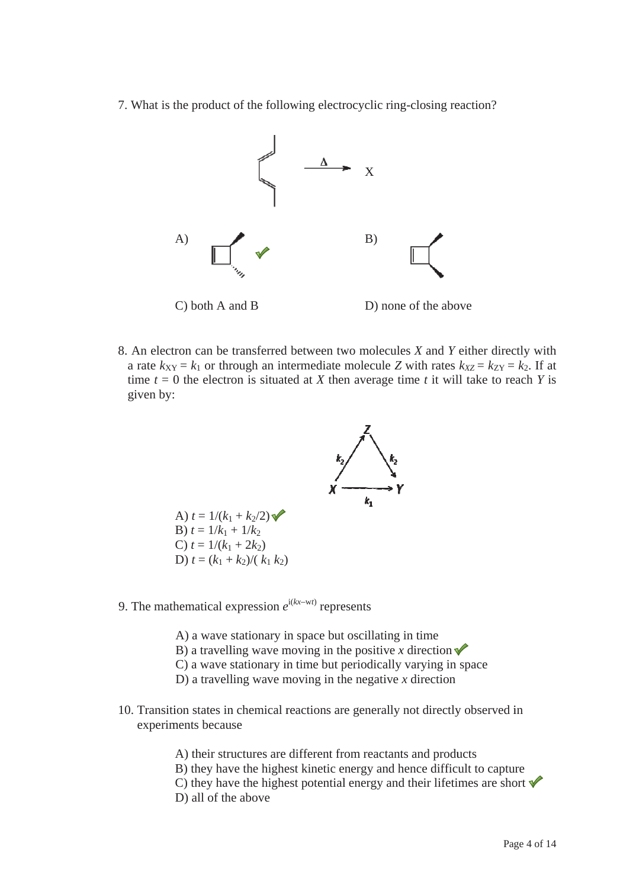7. What is the product of the following electrocyclic ring-closing reaction?

A) ✓ B)

C) both A and B D) none of the above

8. An electron can be transferred between two molecules *X* and *Y* either directly with a rate $k_{XY} = k_1$ or through an intermediate molecule *Z* with rates $k_{XZ} = k_{ZY} = k_2$. If at time $t = 0$ the electron is situated at *X* then average time *t* it will take to reach *Y* is given by:

A) $t = 1/(k_1 + k_2/2)$ ✓
B) $t = 1/k_1 + 1/k_2$
C) $t = 1/(k_1 + 2k_2)$
D) $t = (k_1 + k_2)/(k_1 k_2)$

9. The mathematical expression $e^{i(kx-wt)}$ represents

A) a wave stationary in space but oscillating in time
B) a travelling wave moving in the positive *x* direction ✓
C) a wave stationary in time but periodically varying in space
D) a travelling wave moving in the negative *x* direction

10. Transition states in chemical reactions are generally not directly observed in experiments because

A) their structures are different from reactants and products
B) they have the highest kinetic energy and hence difficult to capture
C) they have the highest potential energy and their lifetimes are short ✓
D) all of the above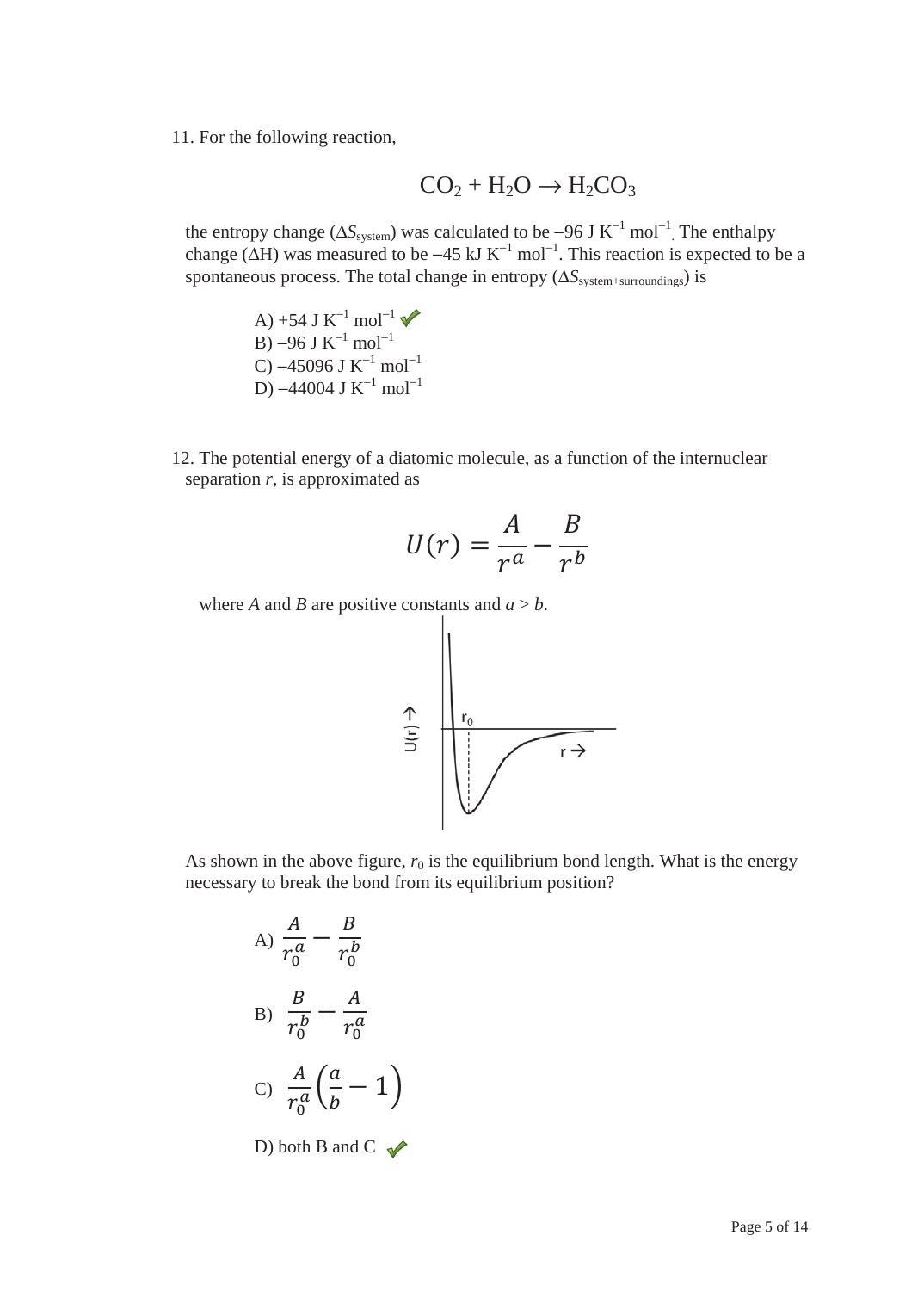11. For the following reaction,

$$CO_2 + H_2O \longrightarrow H_2CO_3$$

the entropy change ($\Delta S_{system}$) was calculated to be $-96$ J K$^{-1}$ mol$^{-1}$. The enthalpy change ($\Delta H$) was measured to be $-45$ kJ K$^{-1}$ mol$^{-1}$. This reaction is expected to be a spontaneous process. The total change in entropy ($\Delta S_{system+surroundings}$) is

A) $+54$ J K$^{-1}$ mol$^{-1}$ ✓
B) $-96$ J K$^{-1}$ mol$^{-1}$
C) $-45096$ J K$^{-1}$ mol$^{-1}$
D) $-44004$ J K$^{-1}$ mol$^{-1}$

12. The potential energy of a diatomic molecule, as a function of the internuclear separation $r$, is approximated as

$$U(r) = \frac{A}{r^a} - \frac{B}{r^b}$$

where $A$ and $B$ are positive constants and $a > b$.

As shown in the above figure, $r_0$ is the equilibrium bond length. What is the energy necessary to break the bond from its equilibrium position?

A) $\dfrac{A}{r_0^a} - \dfrac{B}{r_0^b}$

B) $\dfrac{B}{r_0^b} - \dfrac{A}{r_0^a}$

C) $\dfrac{A}{r_0^a}\left(\dfrac{a}{b} - 1\right)$

D) both B and C ✓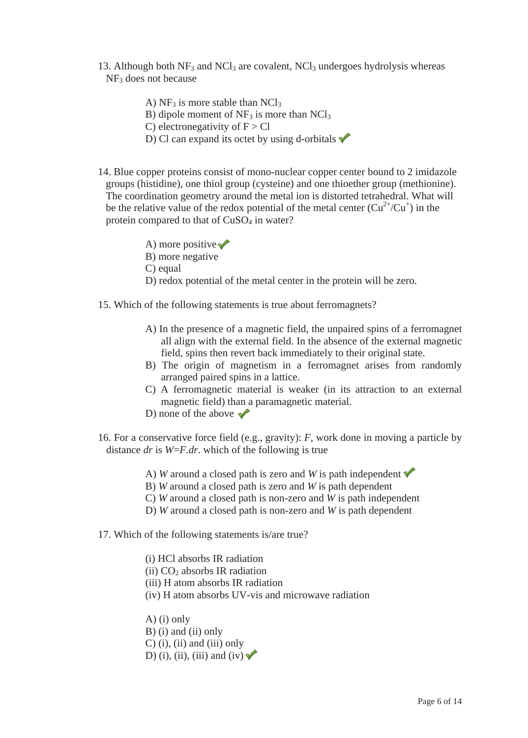13. Although both $NF_3$ and $NCl_3$ are covalent, $NCl_3$ undergoes hydrolysis whereas $NF_3$ does not because

A) $NF_3$ is more stable than $NCl_3$
B) dipole moment of $NF_3$ is more than $NCl_3$
C) electronegativity of F > Cl
D) Cl can expand its octet by using d-orbitals ✓

14. Blue copper proteins consist of mono-nuclear copper center bound to 2 imidazole groups (histidine), one thiol group (cysteine) and one thioether group (methionine). The coordination geometry around the metal ion is distorted tetrahedral. What will be the relative value of the redox potential of the metal center ($Cu^{2+}/Cu^{+}$) in the protein compared to that of $CuSO_4$ in water?

A) more positive ✓
B) more negative
C) equal
D) redox potential of the metal center in the protein will be zero.

15. Which of the following statements is true about ferromagnets?

A) In the presence of a magnetic field, the unpaired spins of a ferromagnet all align with the external field. In the absence of the external magnetic field, spins then revert back immediately to their original state.
B) The origin of magnetism in a ferromagnet arises from randomly arranged paired spins in a lattice.
C) A ferromagnetic material is weaker (in its attraction to an external magnetic field) than a paramagnetic material.
D) none of the above ✓

16. For a conservative force field (e.g., gravity): *F*, work done in moving a particle by distance *dr* is $W=F.dr$. which of the following is true

A) *W* around a closed path is zero and *W* is path independent ✓
B) *W* around a closed path is zero and *W* is path dependent
C) *W* around a closed path is non-zero and *W* is path independent
D) *W* around a closed path is non-zero and *W* is path dependent

17. Which of the following statements is/are true?

(i) HCl absorbs IR radiation
(ii) $CO_2$ absorbs IR radiation
(iii) H atom absorbs IR radiation
(iv) H atom absorbs UV-vis and microwave radiation

A) (i) only
B) (i) and (ii) only
C) (i), (ii) and (iii) only
D) (i), (ii), (iii) and (iv) ✓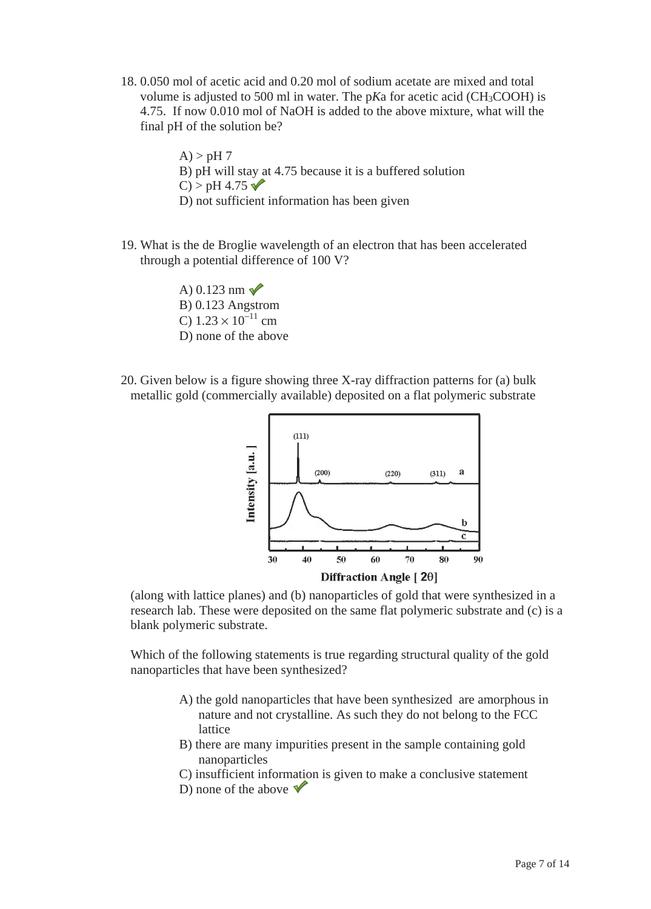18. 0.050 mol of acetic acid and 0.20 mol of sodium acetate are mixed and total volume is adjusted to 500 ml in water. The p*K*a for acetic acid ($CH_3COOH$) is 4.75. If now 0.010 mol of NaOH is added to the above mixture, what will the final pH of the solution be?

    A) > pH 7
    B) pH will stay at 4.75 because it is a buffered solution
    C) > pH 4.75 ✓
    D) not sufficient information has been given

19. What is the de Broglie wavelength of an electron that has been accelerated through a potential difference of 100 V?

    A) 0.123 nm ✓
    B) 0.123 Angstrom
    C) $1.23 \times 10^{-11}$ cm
    D) none of the above

20. Given below is a figure showing three X-ray diffraction patterns for (a) bulk metallic gold (commercially available) deposited on a flat polymeric substrate (along with lattice planes) and (b) nanoparticles of gold that were synthesized in a research lab. These were deposited on the same flat polymeric substrate and (c) is a blank polymeric substrate.

    Which of the following statements is true regarding structural quality of the gold nanoparticles that have been synthesized?

    A) the gold nanoparticles that have been synthesized are amorphous in nature and not crystalline. As such they do not belong to the FCC lattice
    B) there are many impurities present in the sample containing gold nanoparticles
    C) insufficient information is given to make a conclusive statement
    D) none of the above ✓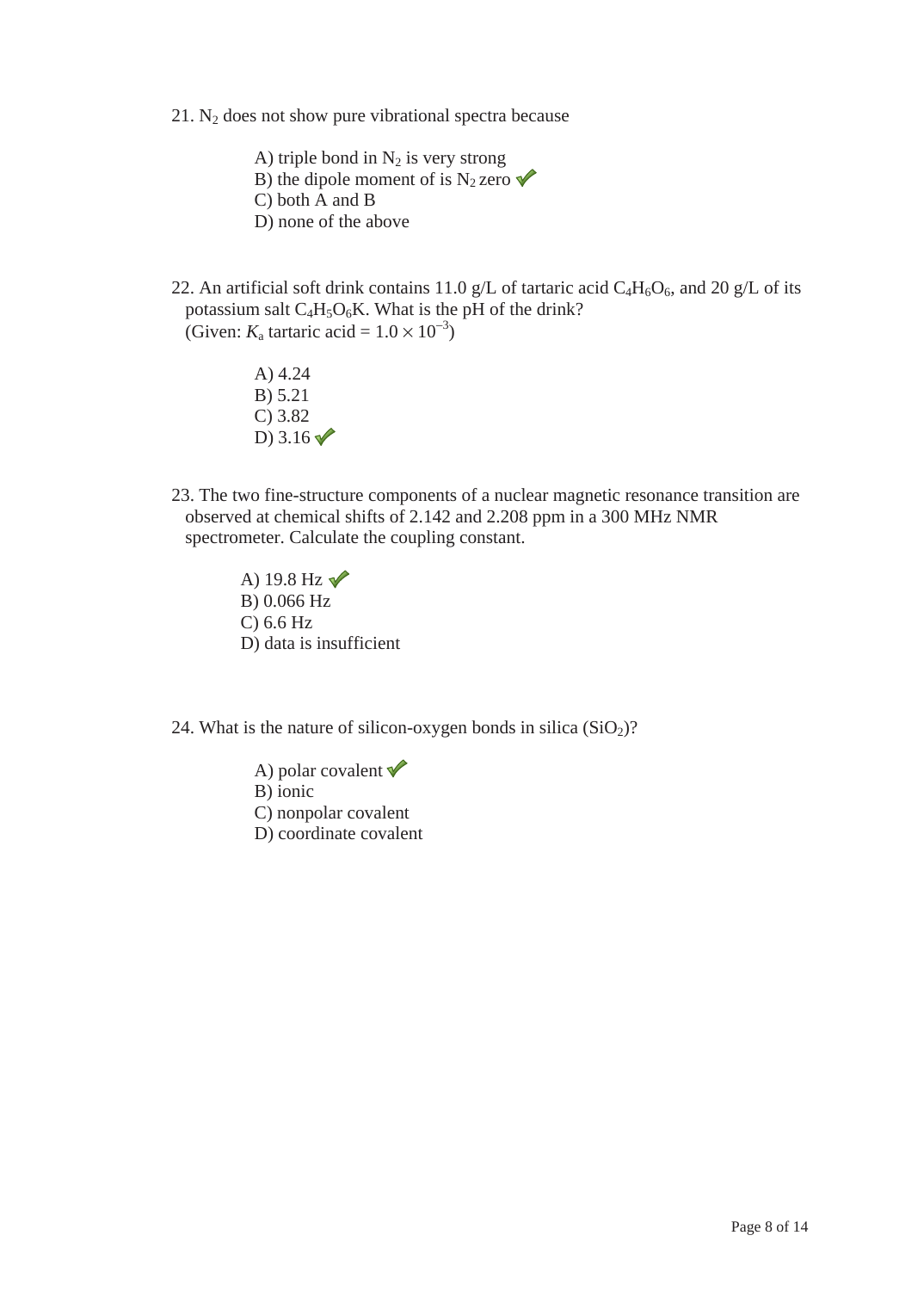21. $N_2$ does not show pure vibrational spectra because

A) triple bond in $N_2$ is very strong
B) the dipole moment of is $N_2$ zero ✓
C) both A and B
D) none of the above

22. An artificial soft drink contains 11.0 g/L of tartaric acid $C_4H_6O_6$, and 20 g/L of its potassium salt $C_4H_5O_6K$. What is the pH of the drink?
(Given: $K_a$ tartaric acid = $1.0 \times 10^{-3}$)

A) 4.24
B) 5.21
C) 3.82
D) 3.16 ✓

23. The two fine-structure components of a nuclear magnetic resonance transition are observed at chemical shifts of 2.142 and 2.208 ppm in a 300 MHz NMR spectrometer. Calculate the coupling constant.

A) 19.8 Hz ✓
B) 0.066 Hz
C) 6.6 Hz
D) data is insufficient

24. What is the nature of silicon-oxygen bonds in silica ($SiO_2$)?

A) polar covalent ✓
B) ionic
C) nonpolar covalent
D) coordinate covalent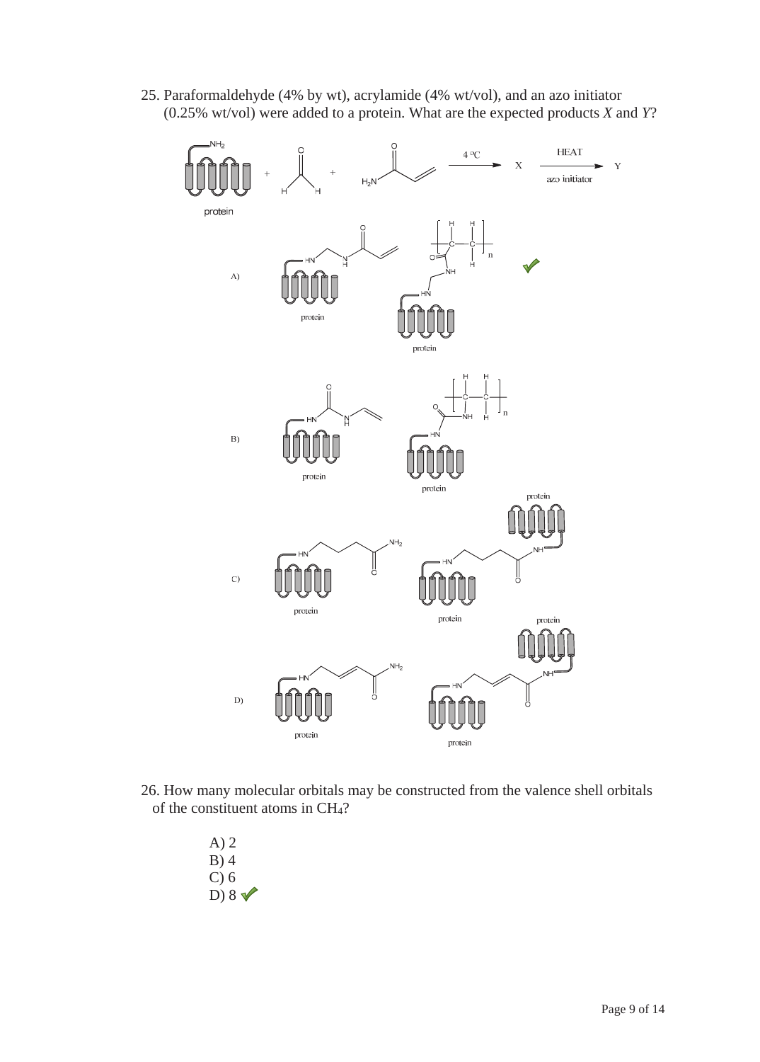25. Paraformaldehyde (4% by wt), acrylamide (4% wt/vol), and an azo initiator (0.25% wt/vol) were added to a protein. What are the expected products *X* and *Y*?

26. How many molecular orbitals may be constructed from the valence shell orbitals of the constituent atoms in $CH_4$?

A) 2
B) 4
C) 6
D) 8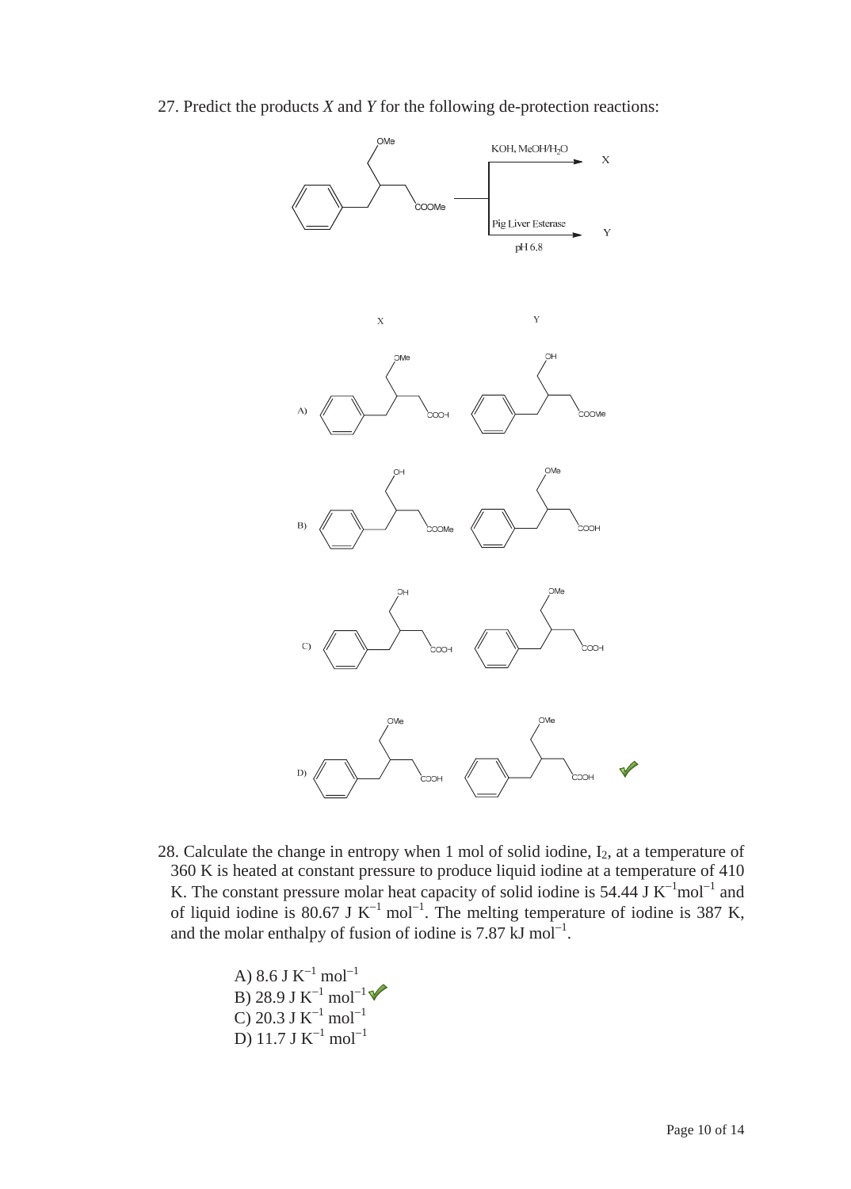27. Predict the products *X* and *Y* for the following de-protection reactions:

KOH, MeOH/$H_2O$ → X

Pig Liver Esterase, pH 6.8 → Y

X Y

A)

B)

C)

D) ✓

28. Calculate the change in entropy when 1 mol of solid iodine, $I_2$, at a temperature of 360 K is heated at constant pressure to produce liquid iodine at a temperature of 410 K. The constant pressure molar heat capacity of solid iodine is 54.44 J $K^{-1}mol^{-1}$ and of liquid iodine is 80.67 J $K^{-1}$ $mol^{-1}$. The melting temperature of iodine is 387 K, and the molar enthalpy of fusion of iodine is 7.87 kJ $mol^{-1}$.

A) 8.6 J $K^{-1}$ $mol^{-1}$
B) 28.9 J $K^{-1}$ $mol^{-1}$ ✓
C) 20.3 J $K^{-1}$ $mol^{-1}$
D) 11.7 J $K^{-1}$ $mol^{-1}$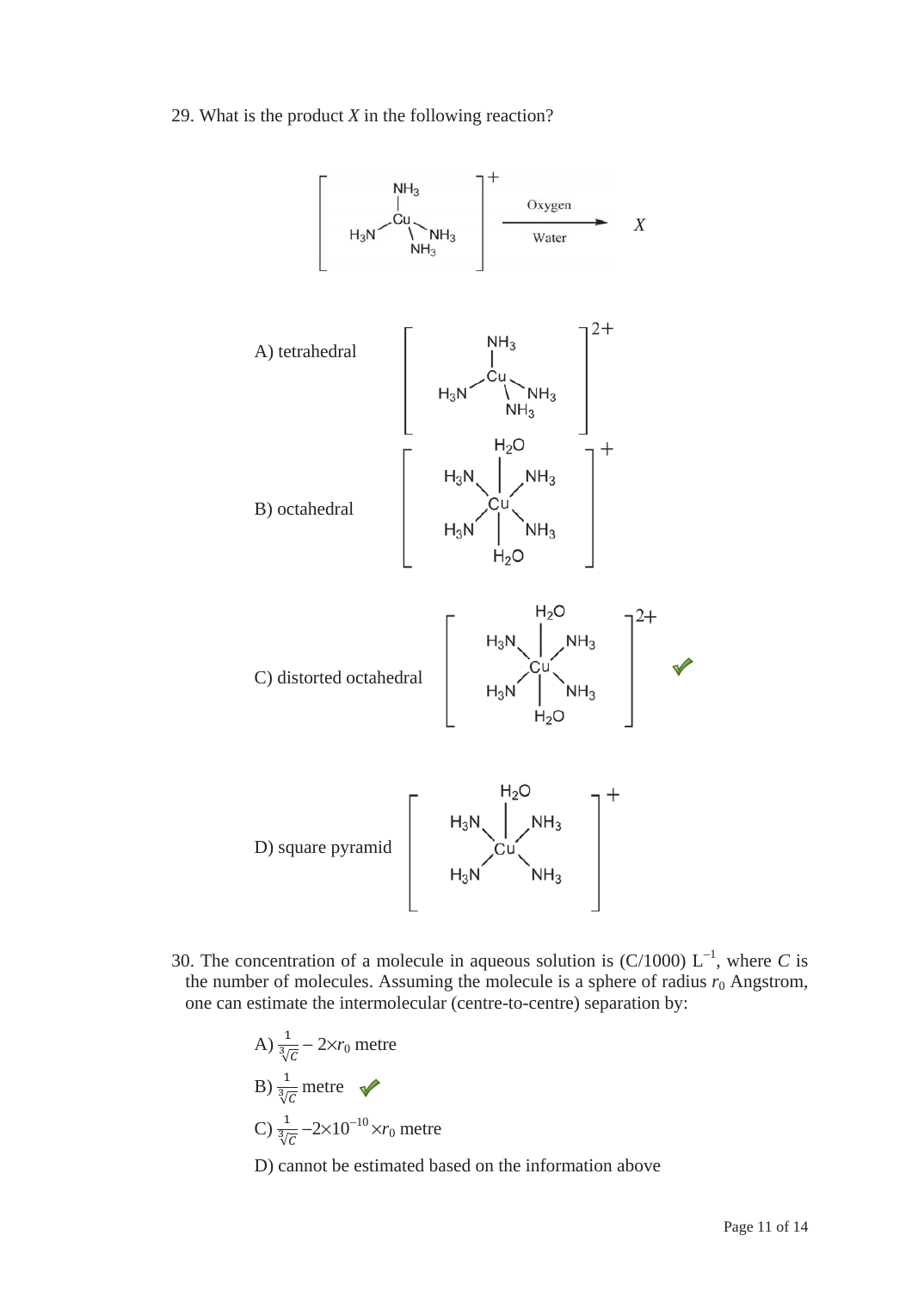29. What is the product *X* in the following reaction?

$$\left[ Cu(NH_3)_4 \right]^{+} \xrightarrow[\text{Water}]{\text{Oxygen}} X$$

A) tetrahedral $\left[ Cu(NH_3)_4 \right]^{2+}$

B) octahedral $\left[ Cu(NH_3)_4(H_2O)_2 \right]^{+}$

C) distorted octahedral $\left[ Cu(NH_3)_4(H_2O)_2 \right]^{2+}$ ✓

D) square pyramid $\left[ Cu(NH_3)_4(H_2O) \right]^{+}$

30. The concentration of a molecule in aqueous solution is (C/1000) $L^{-1}$, where *C* is the number of molecules. Assuming the molecule is a sphere of radius $r_0$ Angstrom, one can estimate the intermolecular (centre-to-centre) separation by:

A) $\frac{1}{\sqrt[3]{C}} - 2 \times r_0$ metre

B) $\frac{1}{\sqrt[3]{C}}$ metre ✓

C) $\frac{1}{\sqrt[3]{C}} - 2 \times 10^{-10} \times r_0$ metre

D) cannot be estimated based on the information above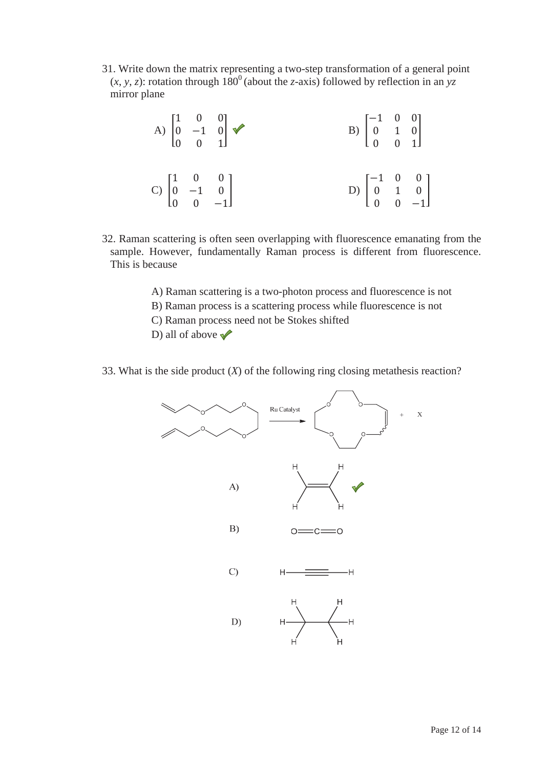31. Write down the matrix representing a two-step transformation of a general point $(x, y, z)$: rotation through $180^0$ (about the $z$-axis) followed by reflection in an $yz$ mirror plane

A) $\begin{bmatrix} 1 & 0 & 0 \\ 0 & -1 & 0 \\ 0 & 0 & 1 \end{bmatrix}$ ✓

B) $\begin{bmatrix} -1 & 0 & 0 \\ 0 & 1 & 0 \\ 0 & 0 & 1 \end{bmatrix}$

C) $\begin{bmatrix} 1 & 0 & 0 \\ 0 & -1 & 0 \\ 0 & 0 & -1 \end{bmatrix}$

D) $\begin{bmatrix} -1 & 0 & 0 \\ 0 & 1 & 0 \\ 0 & 0 & -1 \end{bmatrix}$

32. Raman scattering is often seen overlapping with fluorescence emanating from the sample. However, fundamentally Raman process is different from fluorescence. This is because

A) Raman scattering is a two-photon process and fluorescence is not
B) Raman process is a scattering process while fluorescence is not
C) Raman process need not be Stokes shifted
D) all of above ✓

33. What is the side product ($X$) of the following ring closing metathesis reaction?

Ru Catalyst

+ X

A) $H_2C{=}CH_2$ ✓

B) $O{=}C{=}O$

C) $H{-}C{\equiv}C{-}H$

D) $H_3C{-}CH_3$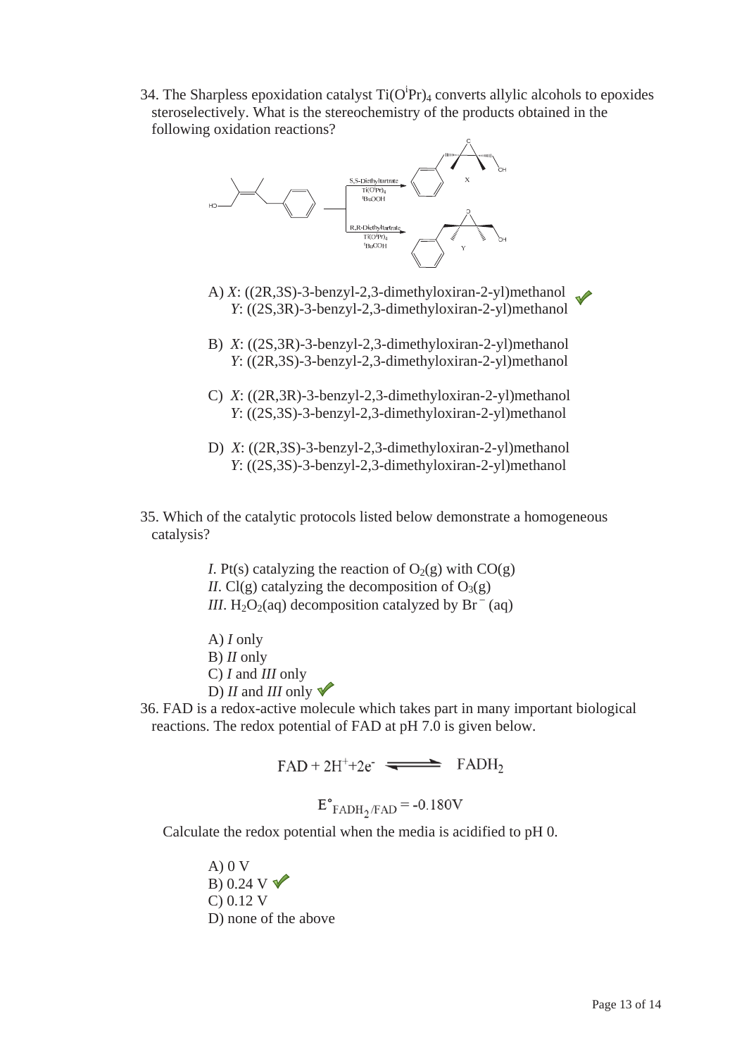34. The Sharpless epoxidation catalyst $Ti(O^iPr)_4$ converts allylic alcohols to epoxides steroselectively. What is the stereochemistry of the products obtained in the following oxidation reactions?

A) *X*: ((2R,3S)-3-benzyl-2,3-dimethyloxiran-2-yl)methanol ✓
*Y*: ((2S,3R)-3-benzyl-2,3-dimethyloxiran-2-yl)methanol

B) *X*: ((2S,3R)-3-benzyl-2,3-dimethyloxiran-2-yl)methanol
*Y*: ((2R,3S)-3-benzyl-2,3-dimethyloxiran-2-yl)methanol

C) *X*: ((2R,3R)-3-benzyl-2,3-dimethyloxiran-2-yl)methanol
*Y*: ((2S,3S)-3-benzyl-2,3-dimethyloxiran-2-yl)methanol

D) *X*: ((2R,3S)-3-benzyl-2,3-dimethyloxiran-2-yl)methanol
*Y*: ((2S,3S)-3-benzyl-2,3-dimethyloxiran-2-yl)methanol

35. Which of the catalytic protocols listed below demonstrate a homogeneous catalysis?

*I*. Pt(s) catalyzing the reaction of $O_2(g)$ with CO(g)
*II*. Cl(g) catalyzing the decomposition of $O_3(g)$
*III*. $H_2O_2(aq)$ decomposition catalyzed by $Br^-(aq)$

A) *I* only
B) *II* only
C) *I* and *III* only
D) *II* and *III* only ✓

36. FAD is a redox-active molecule which takes part in many important biological reactions. The redox potential of FAD at pH 7.0 is given below.

$$FAD + 2H^+ + 2e^- \rightleftharpoons FADH_2$$

$$E^\circ_{FADH_2/FAD} = -0.180V$$

Calculate the redox potential when the media is acidified to pH 0.

A) 0 V
B) 0.24 V ✓
C) 0.12 V
D) none of the above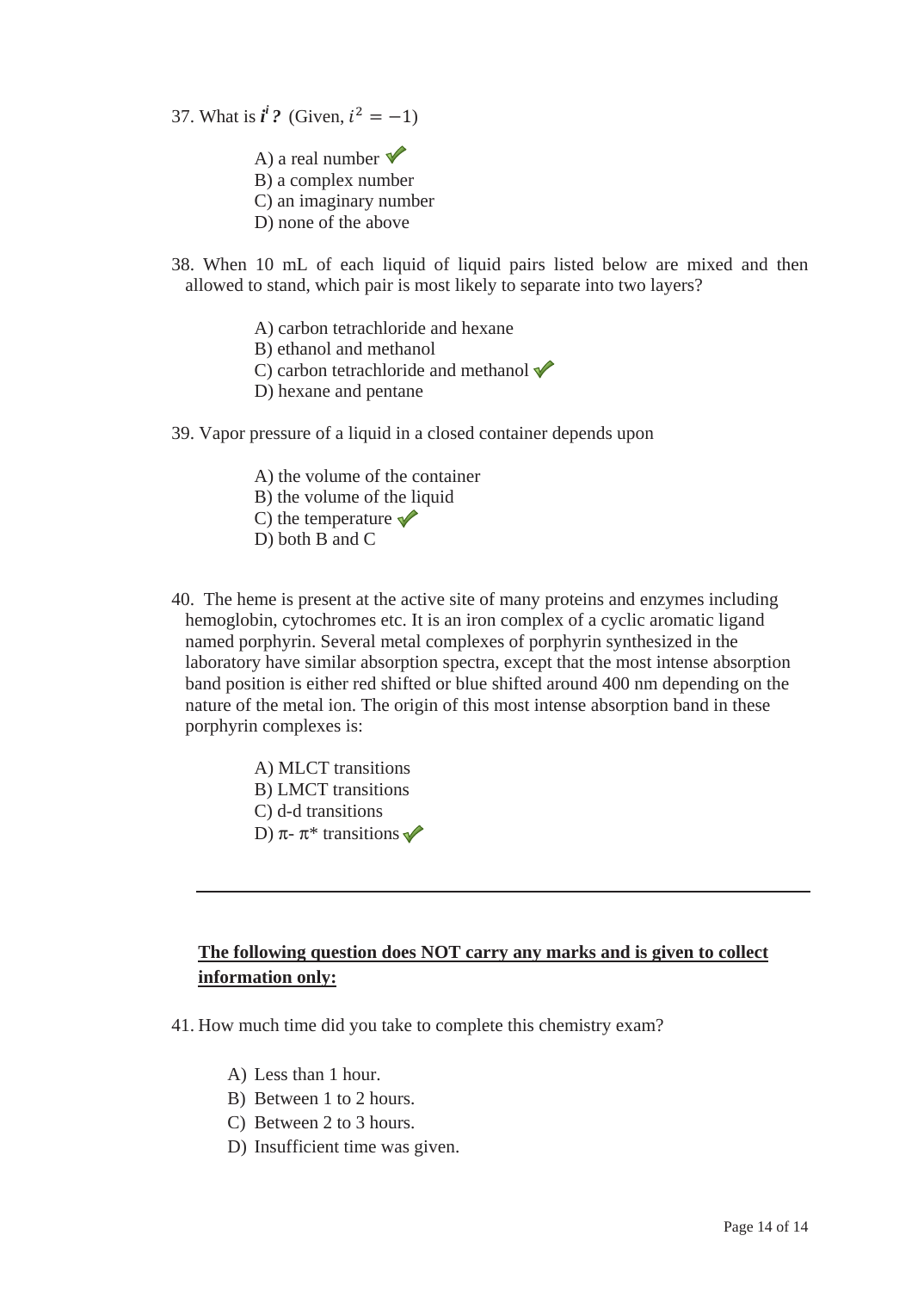37. What is $i^i$? (Given, $i^2 = -1$)

A) a real number ✓
B) a complex number
C) an imaginary number
D) none of the above

38. When 10 mL of each liquid of liquid pairs listed below are mixed and then allowed to stand, which pair is most likely to separate into two layers?

A) carbon tetrachloride and hexane
B) ethanol and methanol
C) carbon tetrachloride and methanol ✓
D) hexane and pentane

39. Vapor pressure of a liquid in a closed container depends upon

A) the volume of the container
B) the volume of the liquid
C) the temperature ✓
D) both B and C

40. The heme is present at the active site of many proteins and enzymes including hemoglobin, cytochromes etc. It is an iron complex of a cyclic aromatic ligand named porphyrin. Several metal complexes of porphyrin synthesized in the laboratory have similar absorption spectra, except that the most intense absorption band position is either red shifted or blue shifted around 400 nm depending on the nature of the metal ion. The origin of this most intense absorption band in these porphyrin complexes is:

A) MLCT transitions
B) LMCT transitions
C) d-d transitions
D) $\pi$- $\pi^*$ transitions ✓

---

**The following question does NOT carry any marks and is given to collect information only:**

41. How much time did you take to complete this chemistry exam?

A) Less than 1 hour.
B) Between 1 to 2 hours.
C) Between 2 to 3 hours.
D) Insufficient time was given.